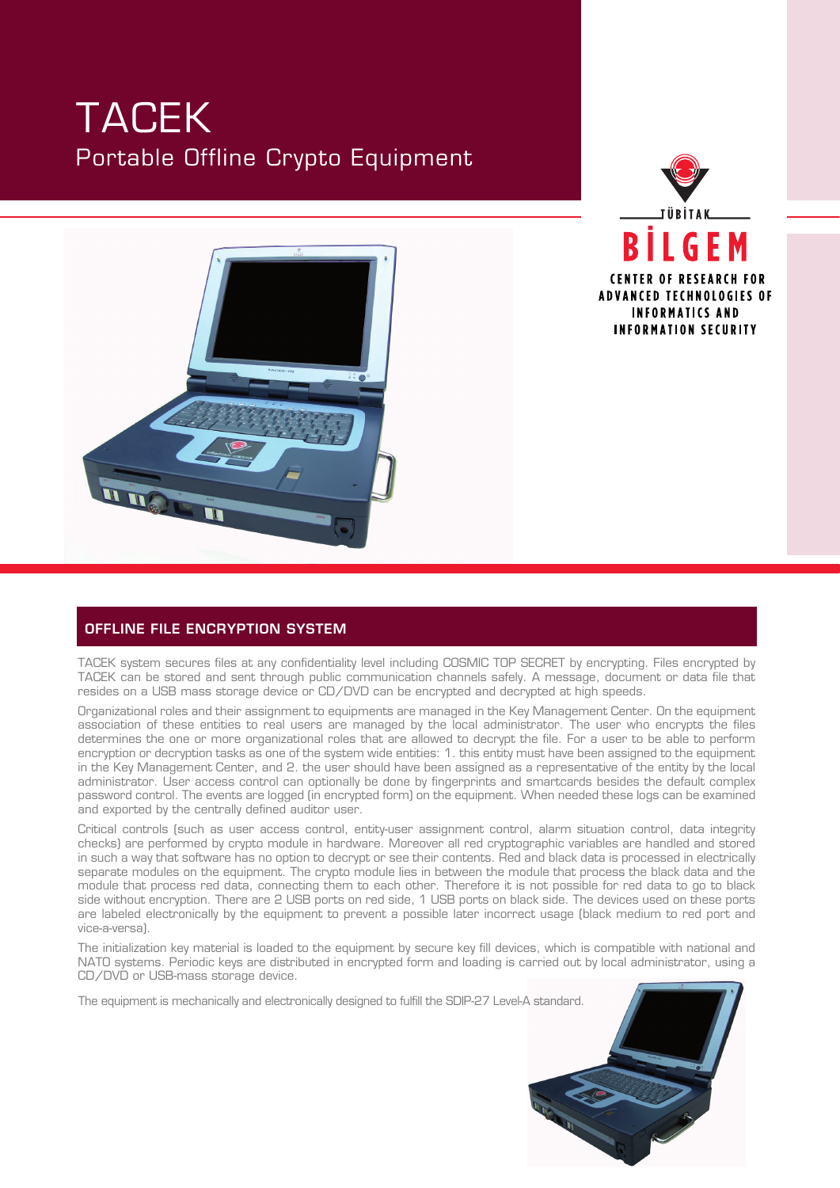# TACEK

Portable Offline Crypto Equipment

TÜBİTAK

BİLGEM

CENTER OF RESEARCH FOR ADVANCED TECHNOLOGIES OF INFORMATICS AND INFORMATION SECURITY

## OFFLINE FILE ENCRYPTION SYSTEM

TACEK system secures files at any confidentiality level including COSMIC TOP SECRET by encrypting. Files encrypted by TACEK can be stored and sent through public communication channels safely. A message, document or data file that resides on a USB mass storage device or CD/DVD can be encrypted and decrypted at high speeds.

Organizational roles and their assignment to equipments are managed in the Key Management Center. On the equipment association of these entities to real users are managed by the local administrator. The user who encrypts the files determines the one or more organizational roles that are allowed to decrypt the file. For a user to be able to perform encryption or decryption tasks as one of the system wide entities: 1. this entity must have been assigned to the equipment in the Key Management Center, and 2. the user should have been assigned as a representative of the entity by the local administrator. User access control can optionally be done by fingerprints and smartcards besides the default complex password control. The events are logged (in encrypted form) on the equipment. When needed these logs can be examined and exported by the centrally defined auditor user.

Critical controls (such as user access control, entity-user assignment control, alarm situation control, data integrity checks) are performed by crypto module in hardware. Moreover all red cryptographic variables are handled and stored in such a way that software has no option to decrypt or see their contents. Red and black data is processed in electrically separate modules on the equipment. The crypto module lies in between the module that process the black data and the module that process red data, connecting them to each other. Therefore it is not possible for red data to go to black side without encryption. There are 2 USB ports on red side, 1 USB ports on black side. The devices used on these ports are labeled electronically by the equipment to prevent a possible later incorrect usage (black medium to red port and vice-a-versa).

The initialization key material is loaded to the equipment by secure key fill devices, which is compatible with national and NATO systems. Periodic keys are distributed in encrypted form and loading is carried out by local administrator, using a CD/DVD or USB-mass storage device.

The equipment is mechanically and electronically designed to fulfill the SDIP-27 Level-A standard.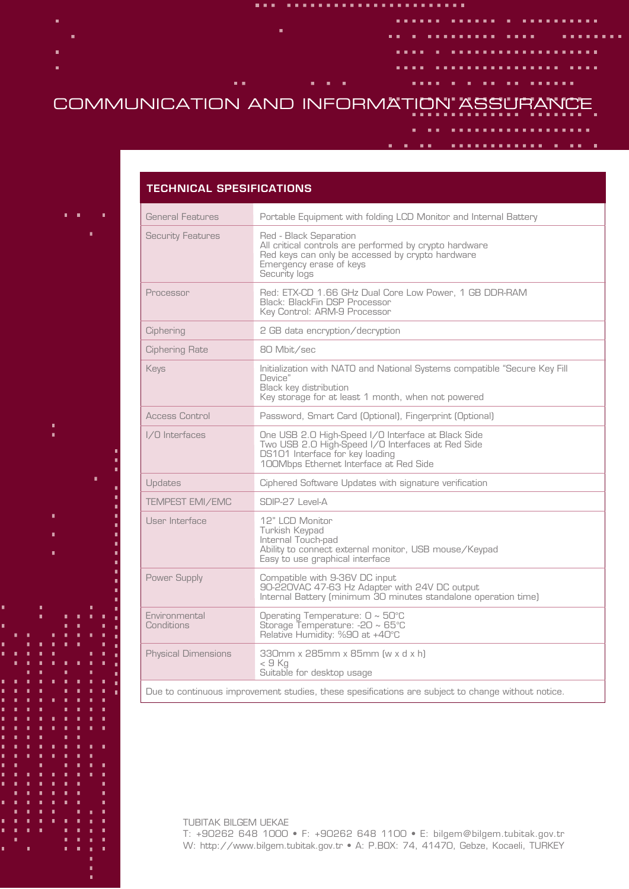# COMMUNICATION AND INFORMATION ASSURANCE

## TECHNICAL SPESIFICATIONS

| | |
|---|---|
| General Features | Portable Equipment with folding LCD Monitor and Internal Battery |
| Security Features | Red - Black Separation<br>All critical controls are performed by crypto hardware<br>Red keys can only be accessed by crypto hardware<br>Emergency erase of keys<br>Security logs |
| Processor | Red: ETX-CD 1.66 GHz Dual Core Low Power, 1 GB DDR-RAM<br>Black: BlackFin DSP Processor<br>Key Control: ARM-9 Processor |
| Ciphering | 2 GB data encryption/decryption |
| Ciphering Rate | 80 Mbit/sec |
| Keys | Initialization with NATO and National Systems compatible "Secure Key Fill Device"<br>Black key distribution<br>Key storage for at least 1 month, when not powered |
| Access Control | Password, Smart Card (Optional), Fingerprint (Optional) |
| I/O Interfaces | One USB 2.0 High-Speed I/O Interface at Black Side<br>Two USB 2.0 High-Speed I/O Interfaces at Red Side<br>DS101 Interface for key loading<br>100Mbps Ethernet Interface at Red Side |
| Updates | Ciphered Software Updates with signature verification |
| TEMPEST EMI/EMC | SDIP-27 Level-A |
| User Interface | 12" LCD Monitor<br>Turkish Keypad<br>Internal Touch-pad<br>Ability to connect external monitor, USB mouse/Keypad<br>Easy to use graphical interface |
| Power Supply | Compatible with 9-36V DC input<br>90-220VAC 47-63 Hz Adapter with 24V DC output<br>Internal Battery (minimum 30 minutes standalone operation time) |
| Environmental Conditions | Operating Temperature: 0 ~ 50°C<br>Storage Temperature: -20 ~ 65°C<br>Relative Humidity: %90 at +40°C |
| Physical Dimensions | 330mm x 285mm x 85mm (w x d x h)<br>< 9 Kg<br>Suitable for desktop usage |

Due to continuous improvement studies, these spesifications are subject to change without notice.

TUBITAK BILGEM UEKAE
T: +90262 648 1000 • F: +90262 648 1100 • E: bilgem@bilgem.tubitak.gov.tr
W: http://www.bilgem.tubitak.gov.tr • A: P.BOX: 74, 41470, Gebze, Kocaeli, TURKEY